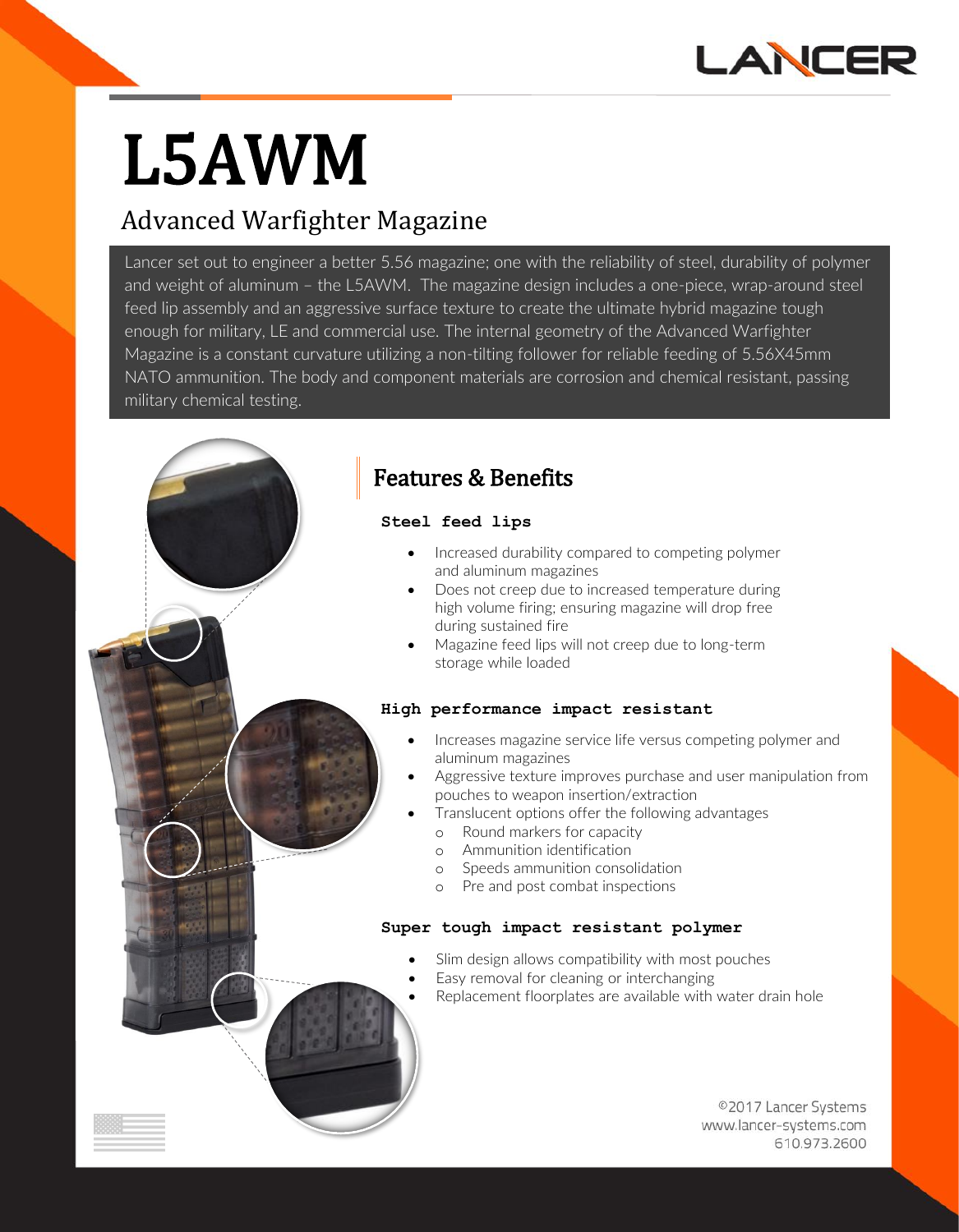LANCER

# L5AWM

## Advanced Warfighter Magazine

Lancer set out to engineer a better 5.56 magazine; one with the reliability of steel, durability of polymer and weight of aluminum – the L5AWM. The magazine design includes a one-piece, wrap-around steel feed lip assembly and an aggressive surface texture to create the ultimate hybrid magazine tough enough for military, LE and commercial use. The internal geometry of the Advanced Warfighter Magazine is a constant curvature utilizing a non-tilting follower for reliable feeding of 5.56X45mm NATO ammunition. The body and component materials are corrosion and chemical resistant, passing military chemical testing.

## Features & Benefits

**Steel feed lips**

- Increased durability compared to competing polymer and aluminum magazines
- Does not creep due to increased temperature during high volume firing; ensuring magazine will drop free during sustained fire
- Magazine feed lips will not creep due to long-term storage while loaded

**High performance impact resistant**

- Increases magazine service life versus competing polymer and aluminum magazines
- Aggressive texture improves purchase and user manipulation from pouches to weapon insertion/extraction
- Translucent options offer the following advantages
  - Round markers for capacity
  - Ammunition identification
  - Speeds ammunition consolidation
  - Pre and post combat inspections

**Super tough impact resistant polymer**

- Slim design allows compatibility with most pouches
- Easy removal for cleaning or interchanging
- Replacement floorplates are available with water drain hole

©2017 Lancer Systems
www.lancer-systems.com
610.973.2600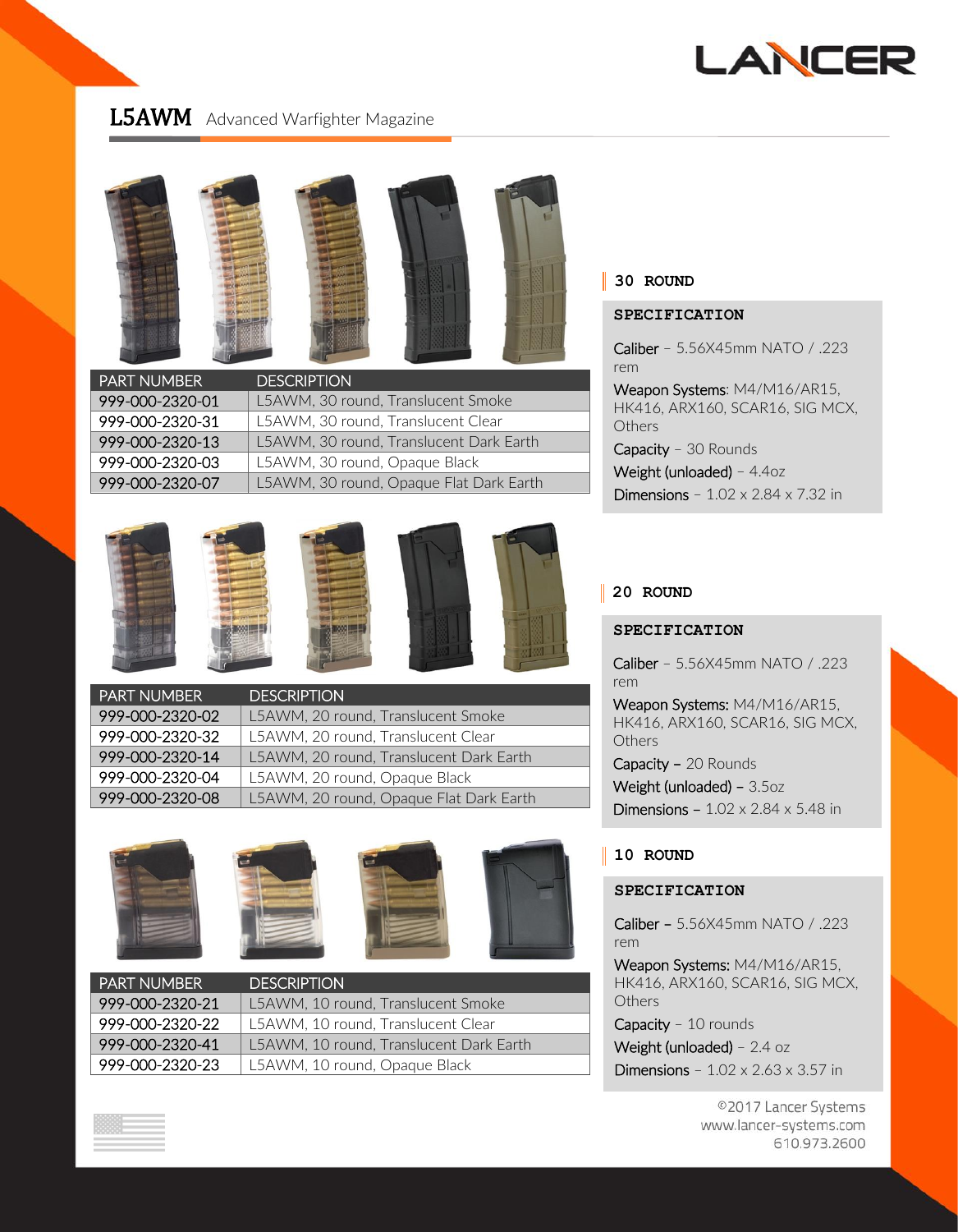LANCER

# L5AWM Advanced Warfighter Magazine

| PART NUMBER | DESCRIPTION |
| --- | --- |
| 999-000-2320-01 | L5AWM, 30 round, Translucent Smoke |
| 999-000-2320-31 | L5AWM, 30 round, Translucent Clear |
| 999-000-2320-13 | L5AWM, 30 round, Translucent Dark Earth |
| 999-000-2320-03 | L5AWM, 30 round, Opaque Black |
| 999-000-2320-07 | L5AWM, 30 round, Opaque Flat Dark Earth |

## 30 ROUND

### SPECIFICATION

**Caliber** – 5.56X45mm NATO / .223 rem

**Weapon Systems**: M4/M16/AR15, HK416, ARX160, SCAR16, SIG MCX, Others

**Capacity** – 30 Rounds

**Weight (unloaded)** – 4.4oz

**Dimensions** – 1.02 x 2.84 x 7.32 in

| PART NUMBER | DESCRIPTION |
| --- | --- |
| 999-000-2320-02 | L5AWM, 20 round, Translucent Smoke |
| 999-000-2320-32 | L5AWM, 20 round, Translucent Clear |
| 999-000-2320-14 | L5AWM, 20 round, Translucent Dark Earth |
| 999-000-2320-04 | L5AWM, 20 round, Opaque Black |
| 999-000-2320-08 | L5AWM, 20 round, Opaque Flat Dark Earth |

## 20 ROUND

### SPECIFICATION

**Caliber** – 5.56X45mm NATO / .223 rem

**Weapon Systems:** M4/M16/AR15, HK416, ARX160, SCAR16, SIG MCX, Others

**Capacity** – 20 Rounds

**Weight (unloaded)** – 3.5oz

**Dimensions** – 1.02 x 2.84 x 5.48 in

| PART NUMBER | DESCRIPTION |
| --- | --- |
| 999-000-2320-21 | L5AWM, 10 round, Translucent Smoke |
| 999-000-2320-22 | L5AWM, 10 round, Translucent Clear |
| 999-000-2320-41 | L5AWM, 10 round, Translucent Dark Earth |
| 999-000-2320-23 | L5AWM, 10 round, Opaque Black |

## 10 ROUND

### SPECIFICATION

**Caliber** – 5.56X45mm NATO / .223 rem

**Weapon Systems:** M4/M16/AR15, HK416, ARX160, SCAR16, SIG MCX, Others

**Capacity** – 10 rounds

**Weight (unloaded)** – 2.4 oz

**Dimensions** – 1.02 x 2.63 x 3.57 in

©2017 Lancer Systems
www.lancer-systems.com
610.973.2600